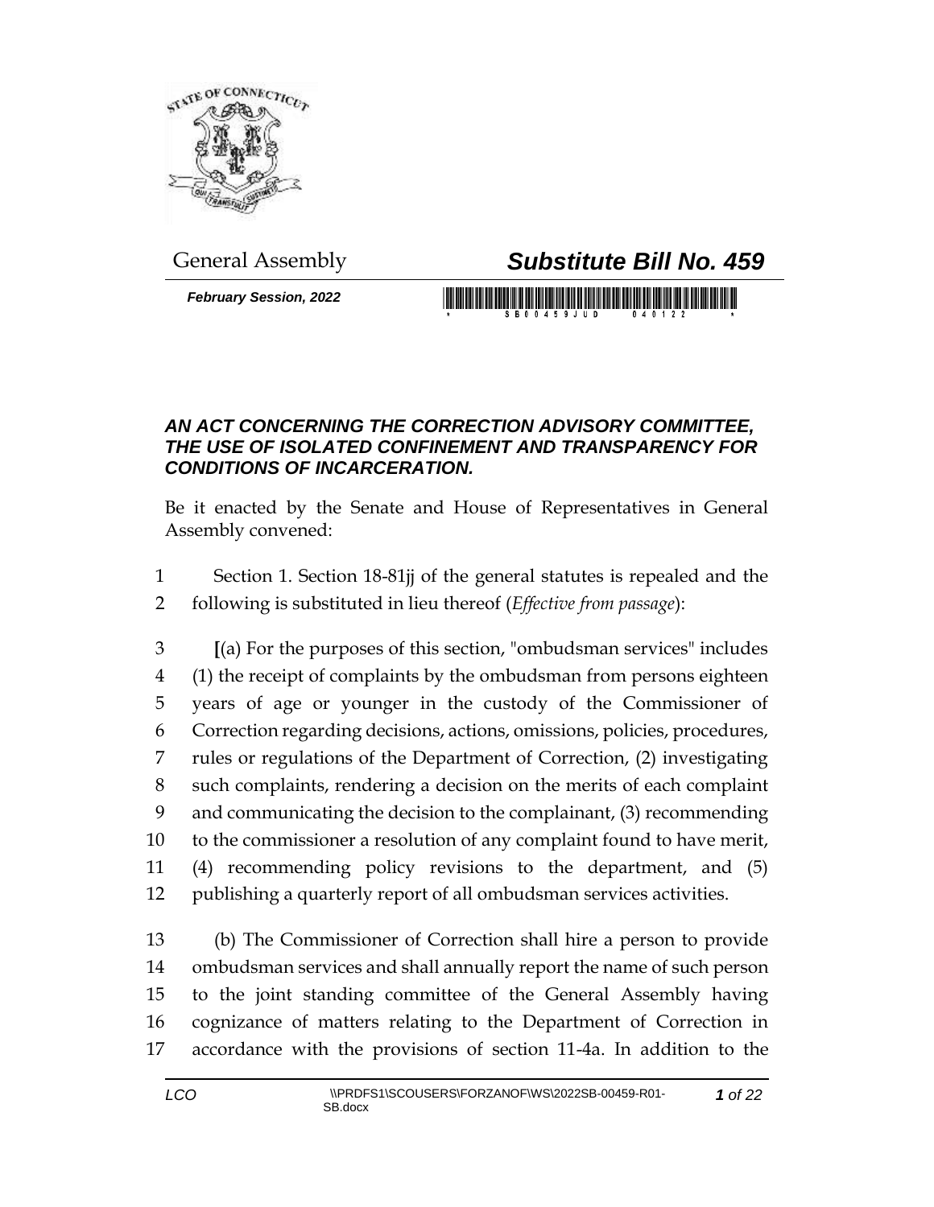General Assembly

# *Substitute Bill No. 459*

***February Session, 2022***

## *AN ACT CONCERNING THE CORRECTION ADVISORY COMMITTEE, THE USE OF ISOLATED CONFINEMENT AND TRANSPARENCY FOR CONDITIONS OF INCARCERATION.*

Be it enacted by the Senate and House of Representatives in General Assembly convened:

1 Section 1. Section 18-81jj of the general statutes is repealed and the
2 following is substituted in lieu thereof (*Effective from passage*):

3 **[**(a) For the purposes of this section, "ombudsman services" includes
4 (1) the receipt of complaints by the ombudsman from persons eighteen
5 years of age or younger in the custody of the Commissioner of
6 Correction regarding decisions, actions, omissions, policies, procedures,
7 rules or regulations of the Department of Correction, (2) investigating
8 such complaints, rendering a decision on the merits of each complaint
9 and communicating the decision to the complainant, (3) recommending
10 to the commissioner a resolution of any complaint found to have merit,
11 (4) recommending policy revisions to the department, and (5)
12 publishing a quarterly report of all ombudsman services activities.

13 (b) The Commissioner of Correction shall hire a person to provide
14 ombudsman services and shall annually report the name of such person
15 to the joint standing committee of the General Assembly having
16 cognizance of matters relating to the Department of Correction in
17 accordance with the provisions of section 11-4a. In addition to the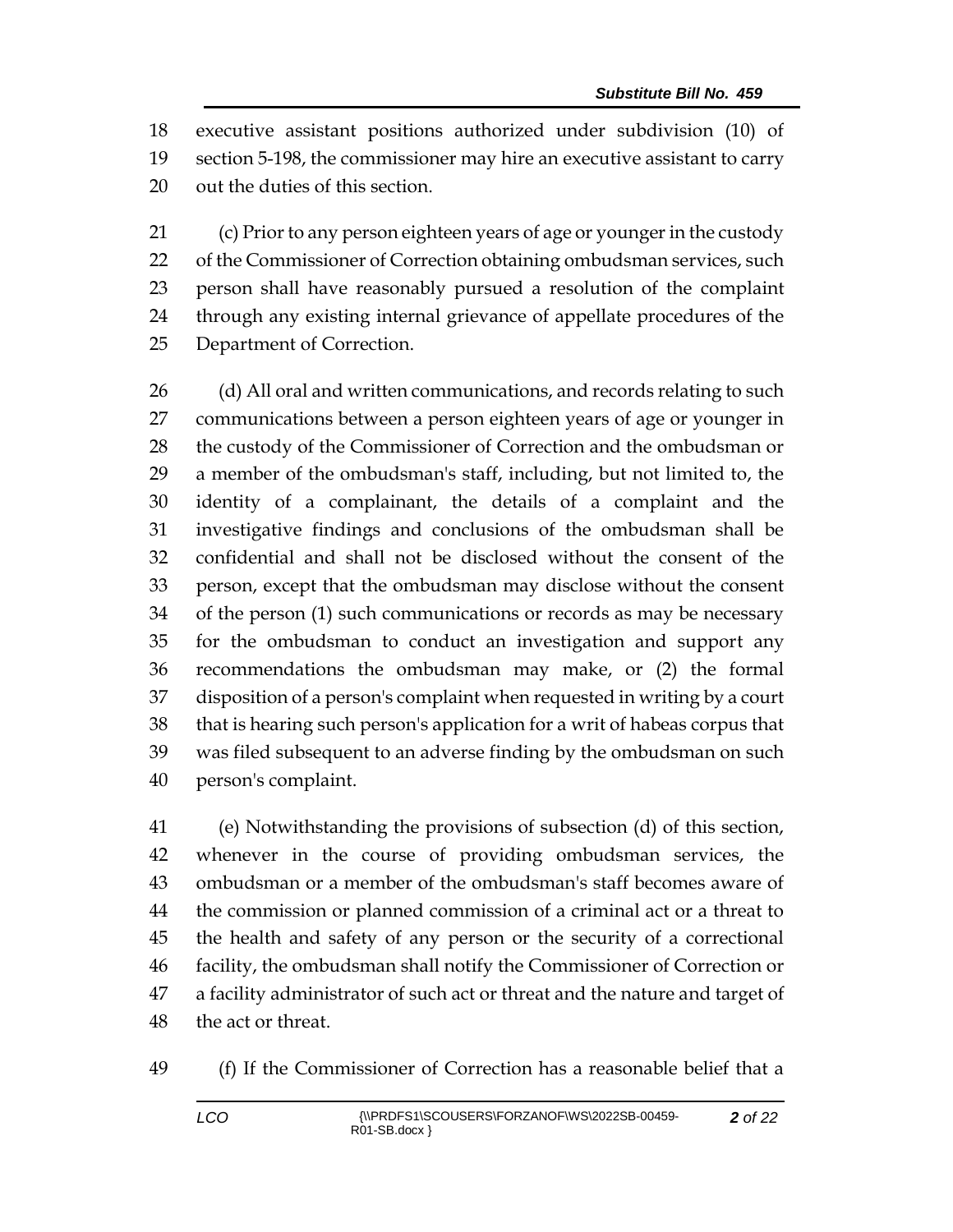executive assistant positions authorized under subdivision (10) of section 5-198, the commissioner may hire an executive assistant to carry out the duties of this section.

(c) Prior to any person eighteen years of age or younger in the custody of the Commissioner of Correction obtaining ombudsman services, such person shall have reasonably pursued a resolution of the complaint through any existing internal grievance of appellate procedures of the Department of Correction.

(d) All oral and written communications, and records relating to such communications between a person eighteen years of age or younger in the custody of the Commissioner of Correction and the ombudsman or a member of the ombudsman's staff, including, but not limited to, the identity of a complainant, the details of a complaint and the investigative findings and conclusions of the ombudsman shall be confidential and shall not be disclosed without the consent of the person, except that the ombudsman may disclose without the consent of the person (1) such communications or records as may be necessary for the ombudsman to conduct an investigation and support any recommendations the ombudsman may make, or (2) the formal disposition of a person's complaint when requested in writing by a court that is hearing such person's application for a writ of habeas corpus that was filed subsequent to an adverse finding by the ombudsman on such person's complaint.

(e) Notwithstanding the provisions of subsection (d) of this section, whenever in the course of providing ombudsman services, the ombudsman or a member of the ombudsman's staff becomes aware of the commission or planned commission of a criminal act or a threat to the health and safety of any person or the security of a correctional facility, the ombudsman shall notify the Commissioner of Correction or a facility administrator of such act or threat and the nature and target of the act or threat.

(f) If the Commissioner of Correction has a reasonable belief that a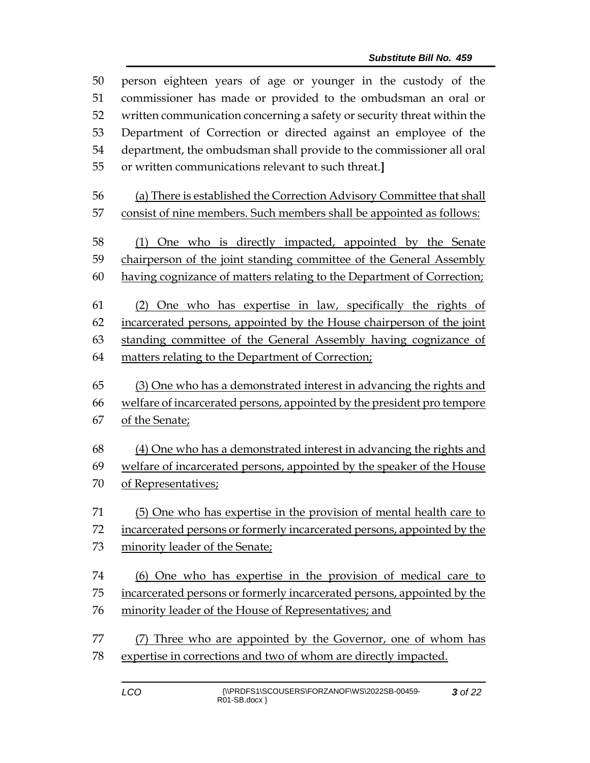person eighteen years of age or younger in the custody of the commissioner has made or provided to the ombudsman an oral or written communication concerning a safety or security threat within the Department of Correction or directed against an employee of the department, the ombudsman shall provide to the commissioner all oral or written communications relevant to such threat.]

(a) There is established the Correction Advisory Committee that shall consist of nine members. Such members shall be appointed as follows:

(1) One who is directly impacted, appointed by the Senate chairperson of the joint standing committee of the General Assembly having cognizance of matters relating to the Department of Correction;

(2) One who has expertise in law, specifically the rights of incarcerated persons, appointed by the House chairperson of the joint standing committee of the General Assembly having cognizance of matters relating to the Department of Correction;

(3) One who has a demonstrated interest in advancing the rights and welfare of incarcerated persons, appointed by the president pro tempore of the Senate;

(4) One who has a demonstrated interest in advancing the rights and welfare of incarcerated persons, appointed by the speaker of the House of Representatives;

(5) One who has expertise in the provision of mental health care to incarcerated persons or formerly incarcerated persons, appointed by the minority leader of the Senate;

(6) One who has expertise in the provision of medical care to incarcerated persons or formerly incarcerated persons, appointed by the minority leader of the House of Representatives; and

(7) Three who are appointed by the Governor, one of whom has expertise in corrections and two of whom are directly impacted.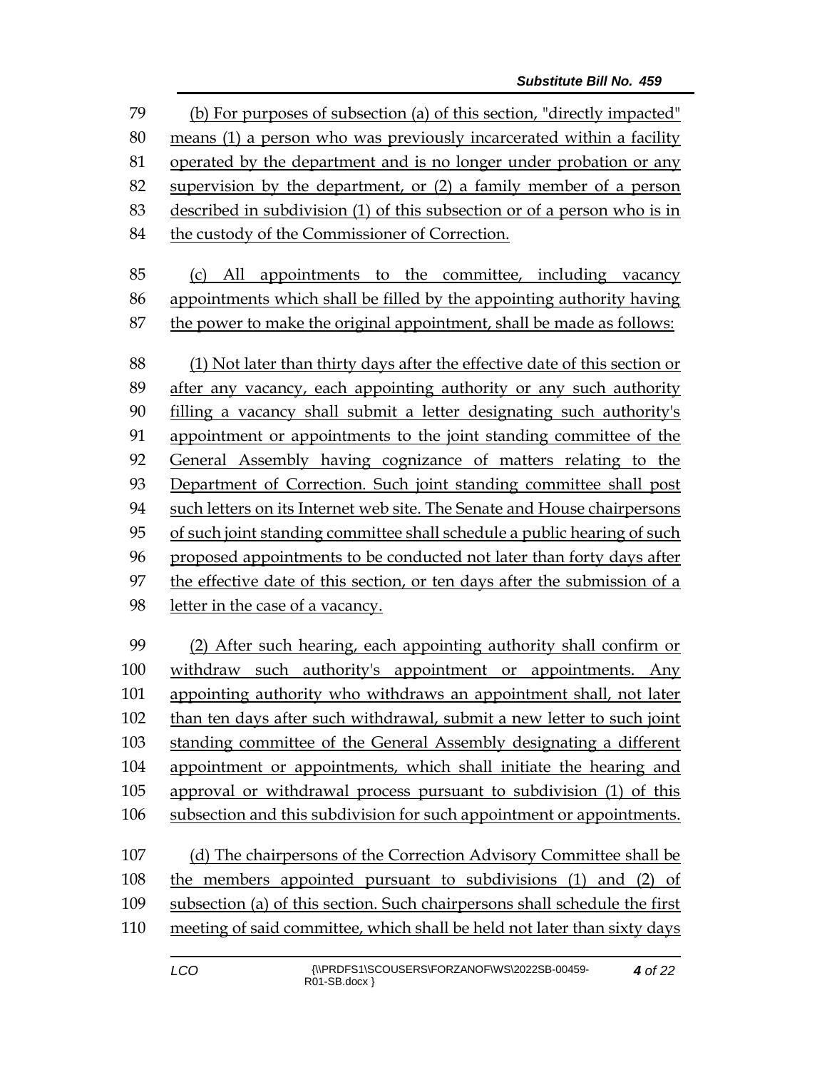(b) For purposes of subsection (a) of this section, "directly impacted" means (1) a person who was previously incarcerated within a facility operated by the department and is no longer under probation or any supervision by the department, or (2) a family member of a person described in subdivision (1) of this subsection or of a person who is in the custody of the Commissioner of Correction.

(c) All appointments to the committee, including vacancy appointments which shall be filled by the appointing authority having the power to make the original appointment, shall be made as follows:

(1) Not later than thirty days after the effective date of this section or after any vacancy, each appointing authority or any such authority filling a vacancy shall submit a letter designating such authority's appointment or appointments to the joint standing committee of the General Assembly having cognizance of matters relating to the Department of Correction. Such joint standing committee shall post such letters on its Internet web site. The Senate and House chairpersons of such joint standing committee shall schedule a public hearing of such proposed appointments to be conducted not later than forty days after the effective date of this section, or ten days after the submission of a letter in the case of a vacancy.

(2) After such hearing, each appointing authority shall confirm or withdraw such authority's appointment or appointments. Any appointing authority who withdraws an appointment shall, not later than ten days after such withdrawal, submit a new letter to such joint standing committee of the General Assembly designating a different appointment or appointments, which shall initiate the hearing and approval or withdrawal process pursuant to subdivision (1) of this subsection and this subdivision for such appointment or appointments.

(d) The chairpersons of the Correction Advisory Committee shall be the members appointed pursuant to subdivisions (1) and (2) of subsection (a) of this section. Such chairpersons shall schedule the first meeting of said committee, which shall be held not later than sixty days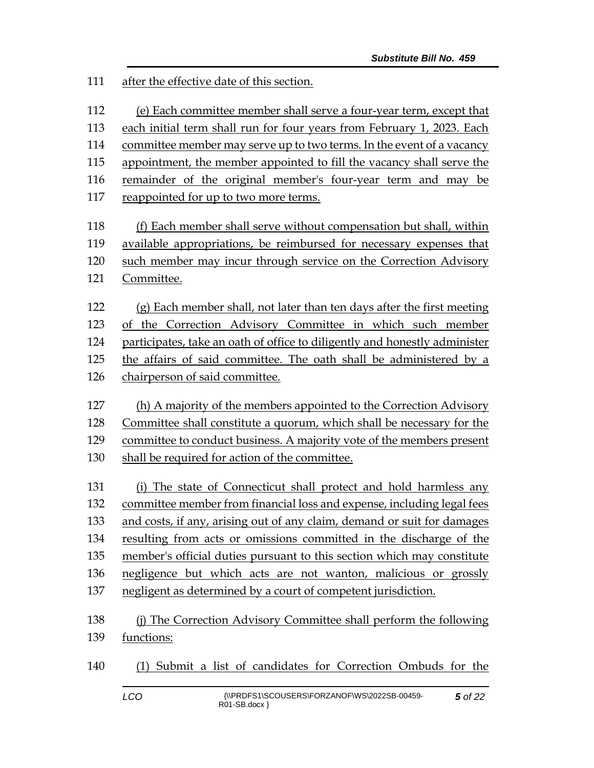after the effective date of this section.

(e) Each committee member shall serve a four-year term, except that each initial term shall run for four years from February 1, 2023. Each committee member may serve up to two terms. In the event of a vacancy appointment, the member appointed to fill the vacancy shall serve the remainder of the original member's four-year term and may be reappointed for up to two more terms.

(f) Each member shall serve without compensation but shall, within available appropriations, be reimbursed for necessary expenses that such member may incur through service on the Correction Advisory Committee.

(g) Each member shall, not later than ten days after the first meeting of the Correction Advisory Committee in which such member participates, take an oath of office to diligently and honestly administer the affairs of said committee. The oath shall be administered by a chairperson of said committee.

(h) A majority of the members appointed to the Correction Advisory Committee shall constitute a quorum, which shall be necessary for the committee to conduct business. A majority vote of the members present shall be required for action of the committee.

(i) The state of Connecticut shall protect and hold harmless any committee member from financial loss and expense, including legal fees and costs, if any, arising out of any claim, demand or suit for damages resulting from acts or omissions committed in the discharge of the member's official duties pursuant to this section which may constitute negligence but which acts are not wanton, malicious or grossly negligent as determined by a court of competent jurisdiction.

(j) The Correction Advisory Committee shall perform the following functions:

(1) Submit a list of candidates for Correction Ombuds for the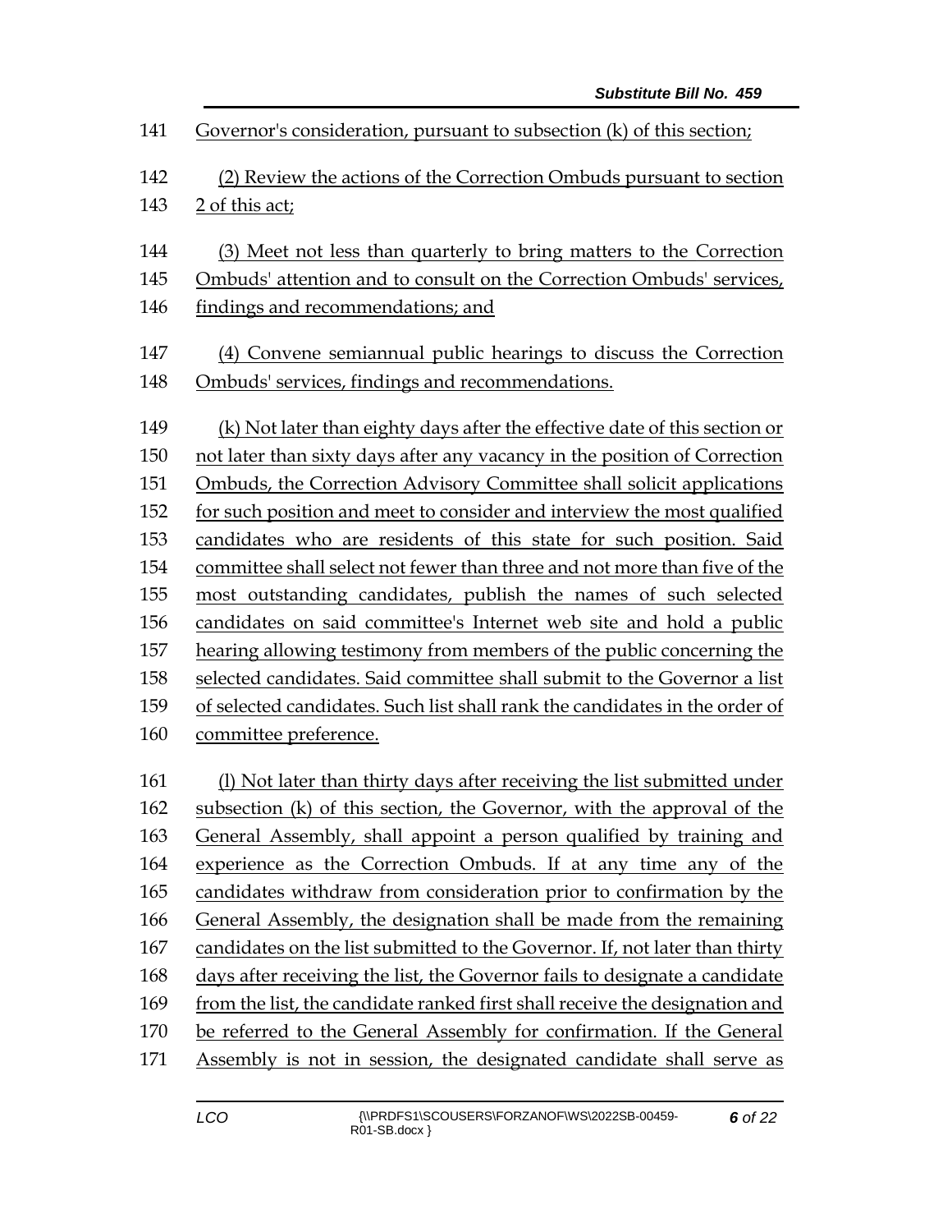Governor's consideration, pursuant to subsection (k) of this section;

(2) Review the actions of the Correction Ombuds pursuant to section 2 of this act;

(3) Meet not less than quarterly to bring matters to the Correction Ombuds' attention and to consult on the Correction Ombuds' services, findings and recommendations; and

(4) Convene semiannual public hearings to discuss the Correction Ombuds' services, findings and recommendations.

(k) Not later than eighty days after the effective date of this section or not later than sixty days after any vacancy in the position of Correction Ombuds, the Correction Advisory Committee shall solicit applications for such position and meet to consider and interview the most qualified candidates who are residents of this state for such position. Said committee shall select not fewer than three and not more than five of the most outstanding candidates, publish the names of such selected candidates on said committee's Internet web site and hold a public hearing allowing testimony from members of the public concerning the selected candidates. Said committee shall submit to the Governor a list of selected candidates. Such list shall rank the candidates in the order of committee preference.

(l) Not later than thirty days after receiving the list submitted under subsection (k) of this section, the Governor, with the approval of the General Assembly, shall appoint a person qualified by training and experience as the Correction Ombuds. If at any time any of the candidates withdraw from consideration prior to confirmation by the General Assembly, the designation shall be made from the remaining candidates on the list submitted to the Governor. If, not later than thirty days after receiving the list, the Governor fails to designate a candidate from the list, the candidate ranked first shall receive the designation and be referred to the General Assembly for confirmation. If the General Assembly is not in session, the designated candidate shall serve as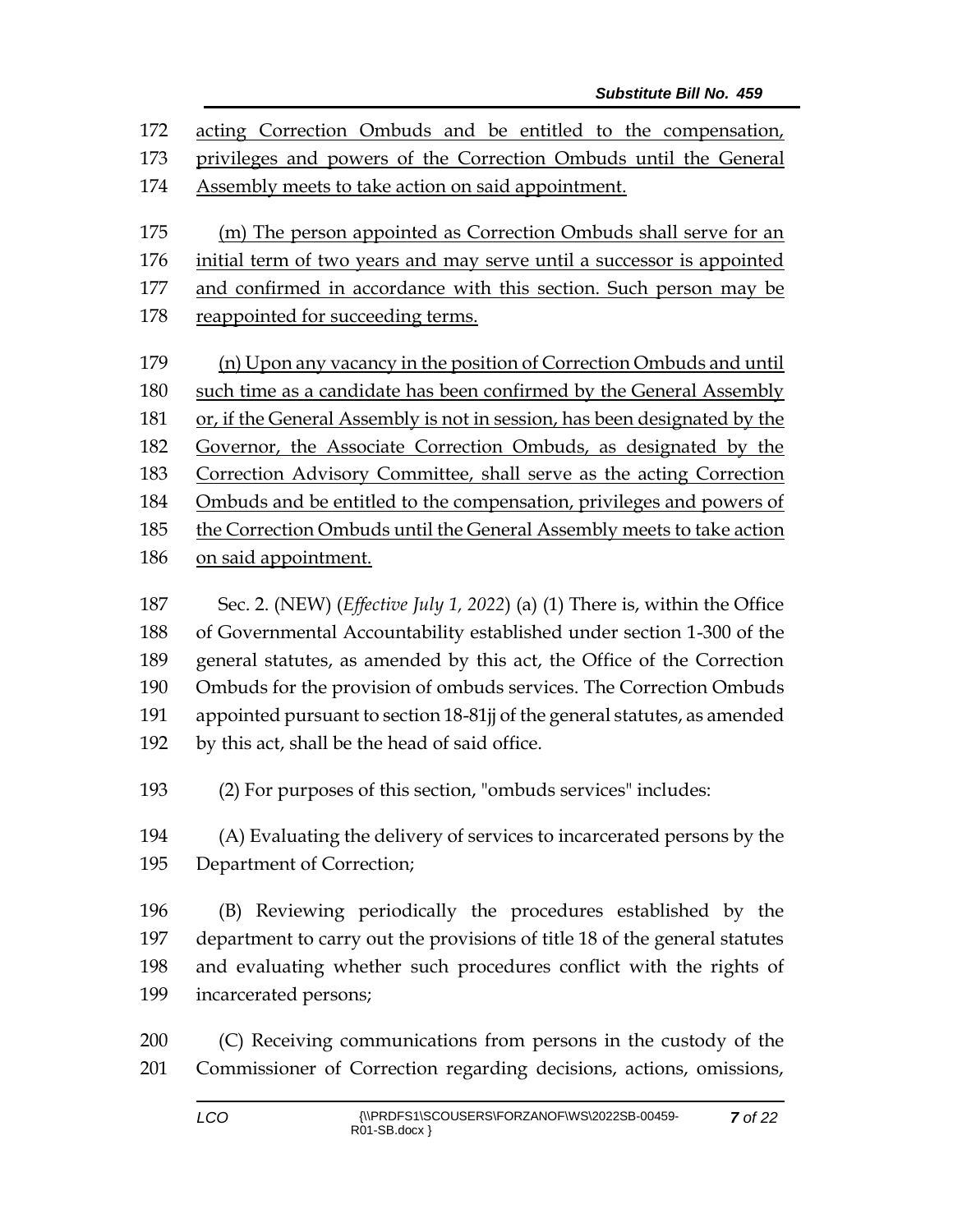acting Correction Ombuds and be entitled to the compensation, privileges and powers of the Correction Ombuds until the General Assembly meets to take action on said appointment.

(m) The person appointed as Correction Ombuds shall serve for an initial term of two years and may serve until a successor is appointed and confirmed in accordance with this section. Such person may be reappointed for succeeding terms.

(n) Upon any vacancy in the position of Correction Ombuds and until such time as a candidate has been confirmed by the General Assembly or, if the General Assembly is not in session, has been designated by the Governor, the Associate Correction Ombuds, as designated by the Correction Advisory Committee, shall serve as the acting Correction Ombuds and be entitled to the compensation, privileges and powers of the Correction Ombuds until the General Assembly meets to take action on said appointment.

Sec. 2. (NEW) (*Effective July 1, 2022*) (a) (1) There is, within the Office of Governmental Accountability established under section 1-300 of the general statutes, as amended by this act, the Office of the Correction Ombuds for the provision of ombuds services. The Correction Ombuds appointed pursuant to section 18-81jj of the general statutes, as amended by this act, shall be the head of said office.

(2) For purposes of this section, "ombuds services" includes:

(A) Evaluating the delivery of services to incarcerated persons by the Department of Correction;

(B) Reviewing periodically the procedures established by the department to carry out the provisions of title 18 of the general statutes and evaluating whether such procedures conflict with the rights of incarcerated persons;

(C) Receiving communications from persons in the custody of the Commissioner of Correction regarding decisions, actions, omissions,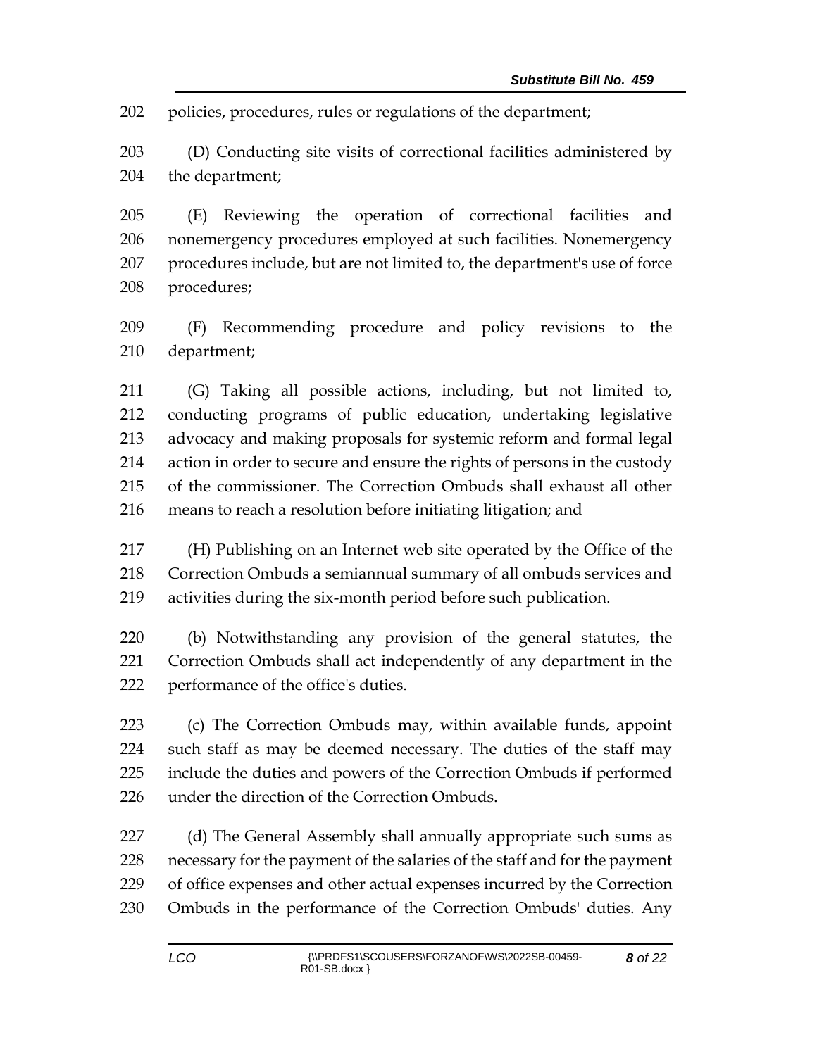policies, procedures, rules or regulations of the department;

(D) Conducting site visits of correctional facilities administered by the department;

(E) Reviewing the operation of correctional facilities and nonemergency procedures employed at such facilities. Nonemergency procedures include, but are not limited to, the department's use of force procedures;

(F) Recommending procedure and policy revisions to the department;

(G) Taking all possible actions, including, but not limited to, conducting programs of public education, undertaking legislative advocacy and making proposals for systemic reform and formal legal action in order to secure and ensure the rights of persons in the custody of the commissioner. The Correction Ombuds shall exhaust all other means to reach a resolution before initiating litigation; and

(H) Publishing on an Internet web site operated by the Office of the Correction Ombuds a semiannual summary of all ombuds services and activities during the six-month period before such publication.

(b) Notwithstanding any provision of the general statutes, the Correction Ombuds shall act independently of any department in the performance of the office's duties.

(c) The Correction Ombuds may, within available funds, appoint such staff as may be deemed necessary. The duties of the staff may include the duties and powers of the Correction Ombuds if performed under the direction of the Correction Ombuds.

(d) The General Assembly shall annually appropriate such sums as necessary for the payment of the salaries of the staff and for the payment of office expenses and other actual expenses incurred by the Correction Ombuds in the performance of the Correction Ombuds' duties. Any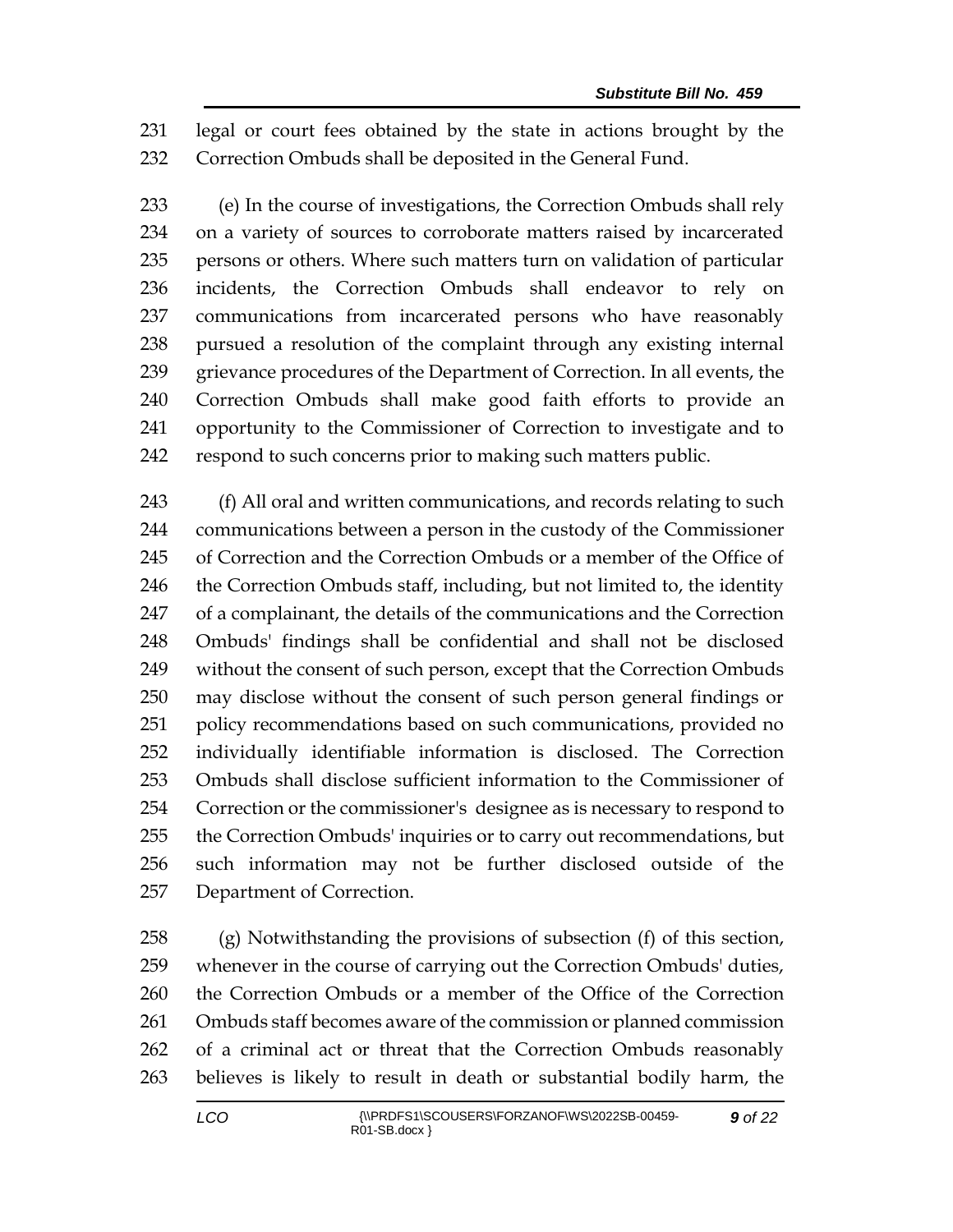legal or court fees obtained by the state in actions brought by the Correction Ombuds shall be deposited in the General Fund.

(e) In the course of investigations, the Correction Ombuds shall rely on a variety of sources to corroborate matters raised by incarcerated persons or others. Where such matters turn on validation of particular incidents, the Correction Ombuds shall endeavor to rely on communications from incarcerated persons who have reasonably pursued a resolution of the complaint through any existing internal grievance procedures of the Department of Correction. In all events, the Correction Ombuds shall make good faith efforts to provide an opportunity to the Commissioner of Correction to investigate and to respond to such concerns prior to making such matters public.

(f) All oral and written communications, and records relating to such communications between a person in the custody of the Commissioner of Correction and the Correction Ombuds or a member of the Office of the Correction Ombuds staff, including, but not limited to, the identity of a complainant, the details of the communications and the Correction Ombuds' findings shall be confidential and shall not be disclosed without the consent of such person, except that the Correction Ombuds may disclose without the consent of such person general findings or policy recommendations based on such communications, provided no individually identifiable information is disclosed. The Correction Ombuds shall disclose sufficient information to the Commissioner of Correction or the commissioner's designee as is necessary to respond to the Correction Ombuds' inquiries or to carry out recommendations, but such information may not be further disclosed outside of the Department of Correction.

(g) Notwithstanding the provisions of subsection (f) of this section, whenever in the course of carrying out the Correction Ombuds' duties, the Correction Ombuds or a member of the Office of the Correction Ombuds staff becomes aware of the commission or planned commission of a criminal act or threat that the Correction Ombuds reasonably believes is likely to result in death or substantial bodily harm, the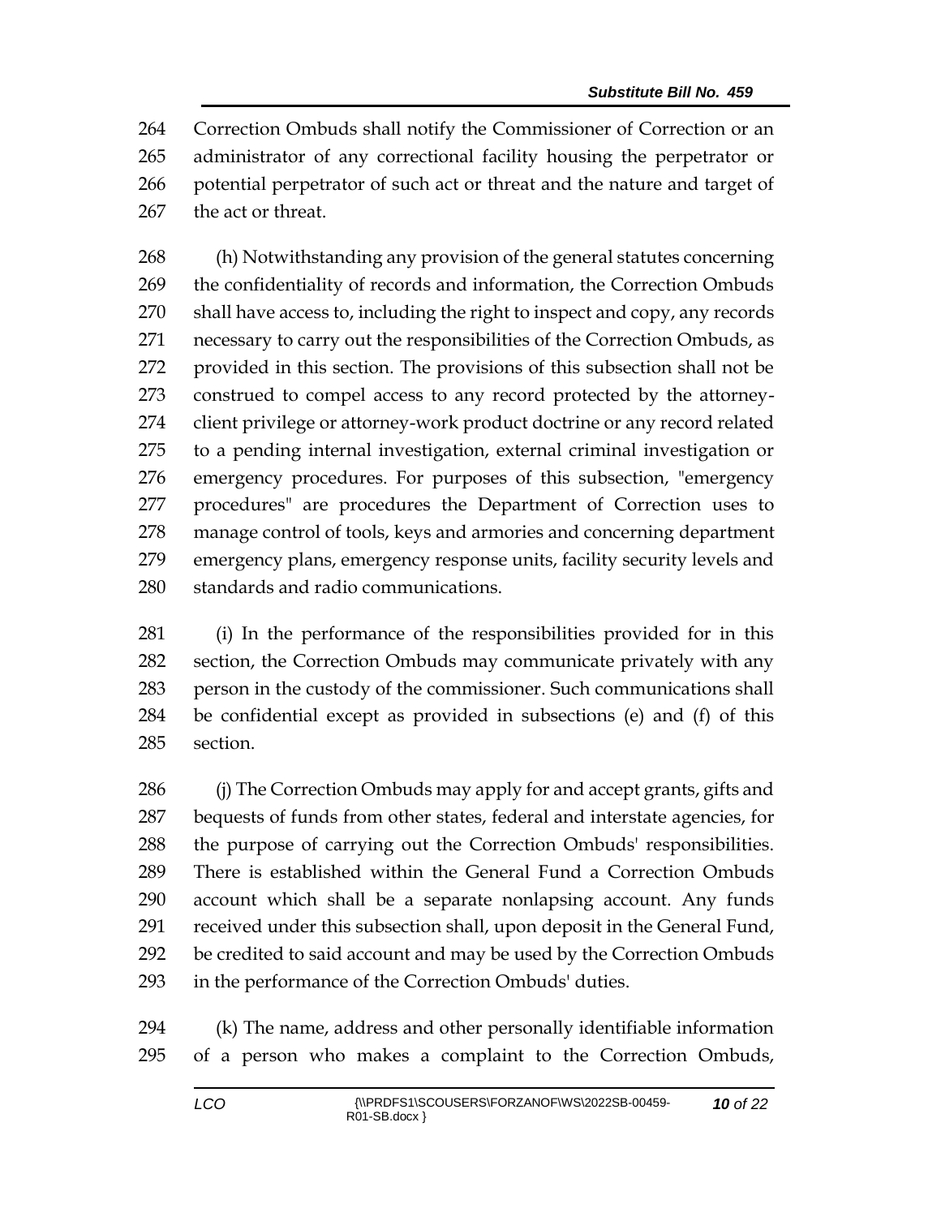Correction Ombuds shall notify the Commissioner of Correction or an administrator of any correctional facility housing the perpetrator or potential perpetrator of such act or threat and the nature and target of the act or threat.

(h) Notwithstanding any provision of the general statutes concerning the confidentiality of records and information, the Correction Ombuds shall have access to, including the right to inspect and copy, any records necessary to carry out the responsibilities of the Correction Ombuds, as provided in this section. The provisions of this subsection shall not be construed to compel access to any record protected by the attorney-client privilege or attorney-work product doctrine or any record related to a pending internal investigation, external criminal investigation or emergency procedures. For purposes of this subsection, "emergency procedures" are procedures the Department of Correction uses to manage control of tools, keys and armories and concerning department emergency plans, emergency response units, facility security levels and standards and radio communications.

(i) In the performance of the responsibilities provided for in this section, the Correction Ombuds may communicate privately with any person in the custody of the commissioner. Such communications shall be confidential except as provided in subsections (e) and (f) of this section.

(j) The Correction Ombuds may apply for and accept grants, gifts and bequests of funds from other states, federal and interstate agencies, for the purpose of carrying out the Correction Ombuds' responsibilities. There is established within the General Fund a Correction Ombuds account which shall be a separate nonlapsing account. Any funds received under this subsection shall, upon deposit in the General Fund, be credited to said account and may be used by the Correction Ombuds in the performance of the Correction Ombuds' duties.

(k) The name, address and other personally identifiable information of a person who makes a complaint to the Correction Ombuds,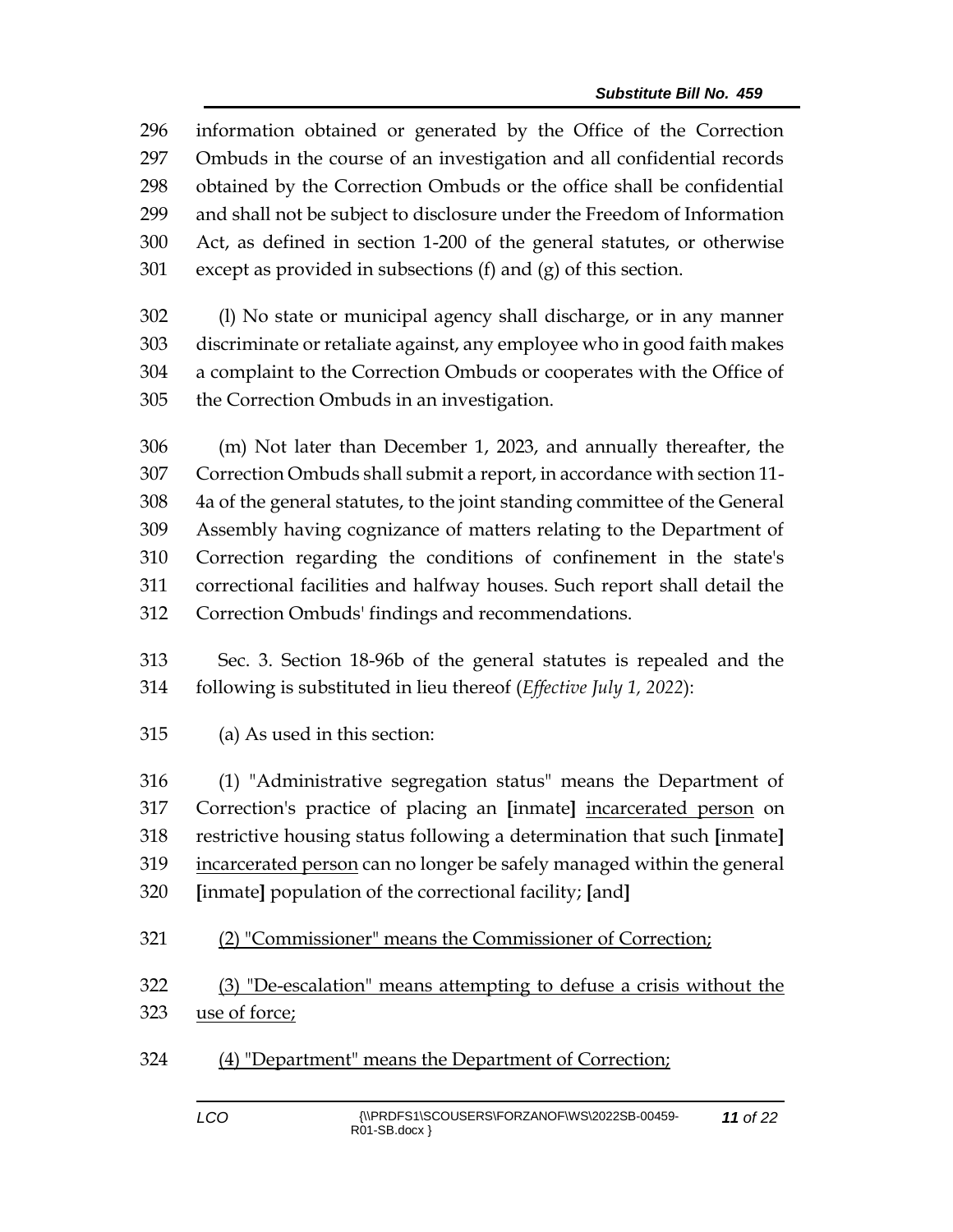information obtained or generated by the Office of the Correction Ombuds in the course of an investigation and all confidential records obtained by the Correction Ombuds or the office shall be confidential and shall not be subject to disclosure under the Freedom of Information Act, as defined in section 1-200 of the general statutes, or otherwise except as provided in subsections (f) and (g) of this section.

(l) No state or municipal agency shall discharge, or in any manner discriminate or retaliate against, any employee who in good faith makes a complaint to the Correction Ombuds or cooperates with the Office of the Correction Ombuds in an investigation.

(m) Not later than December 1, 2023, and annually thereafter, the Correction Ombuds shall submit a report, in accordance with section 11-4a of the general statutes, to the joint standing committee of the General Assembly having cognizance of matters relating to the Department of Correction regarding the conditions of confinement in the state's correctional facilities and halfway houses. Such report shall detail the Correction Ombuds' findings and recommendations.

Sec. 3. Section 18-96b of the general statutes is repealed and the following is substituted in lieu thereof (*Effective July 1, 2022*):

(a) As used in this section:

(1) "Administrative segregation status" means the Department of Correction's practice of placing an **[**inmate**]** <u>incarcerated person</u> on restrictive housing status following a determination that such **[**inmate**]** <u>incarcerated person</u> can no longer be safely managed within the general **[**inmate**]** population of the correctional facility; **[**and**]**

<u>(2) "Commissioner" means the Commissioner of Correction;</u>

<u>(3) "De-escalation" means attempting to defuse a crisis without the use of force;</u>

<u>(4) "Department" means the Department of Correction;</u>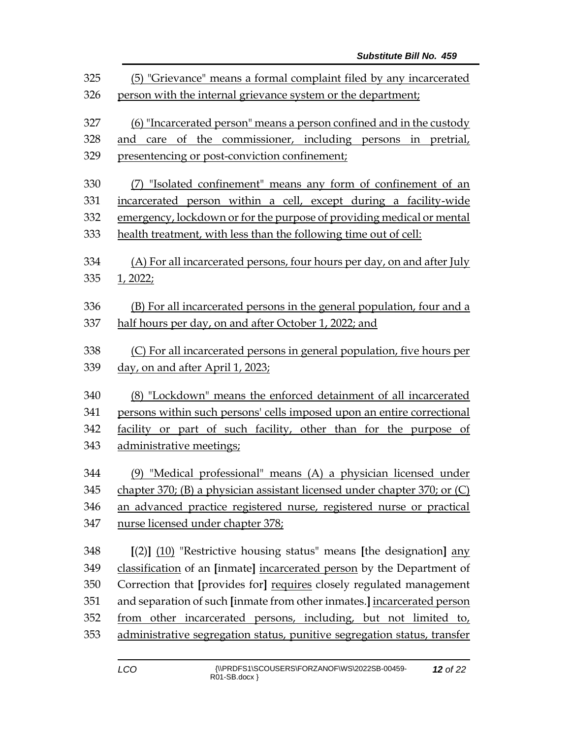325 (5) "Grievance" means a formal complaint filed by any incarcerated
326 person with the internal grievance system or the department;

327 (6) "Incarcerated person" means a person confined and in the custody
328 and care of the commissioner, including persons in pretrial,
329 presentencing or post-conviction confinement;

330 (7) "Isolated confinement" means any form of confinement of an
331 incarcerated person within a cell, except during a facility-wide
332 emergency, lockdown or for the purpose of providing medical or mental
333 health treatment, with less than the following time out of cell:

334 (A) For all incarcerated persons, four hours per day, on and after July
335 1, 2022;

336 (B) For all incarcerated persons in the general population, four and a
337 half hours per day, on and after October 1, 2022; and

338 (C) For all incarcerated persons in general population, five hours per
339 day, on and after April 1, 2023;

340 (8) "Lockdown" means the enforced detainment of all incarcerated
341 persons within such persons' cells imposed upon an entire correctional
342 facility or part of such facility, other than for the purpose of
343 administrative meetings;

344 (9) "Medical professional" means (A) a physician licensed under
345 chapter 370; (B) a physician assistant licensed under chapter 370; or (C)
346 an advanced practice registered nurse, registered nurse or practical
347 nurse licensed under chapter 378;

348 [(2)] (10) "Restrictive housing status" means [the designation] any
349 classification of an [inmate] incarcerated person by the Department of
350 Correction that [provides for] requires closely regulated management
351 and separation of such [inmate from other inmates.] incarcerated person
352 from other incarcerated persons, including, but not limited to,
353 administrative segregation status, punitive segregation status, transfer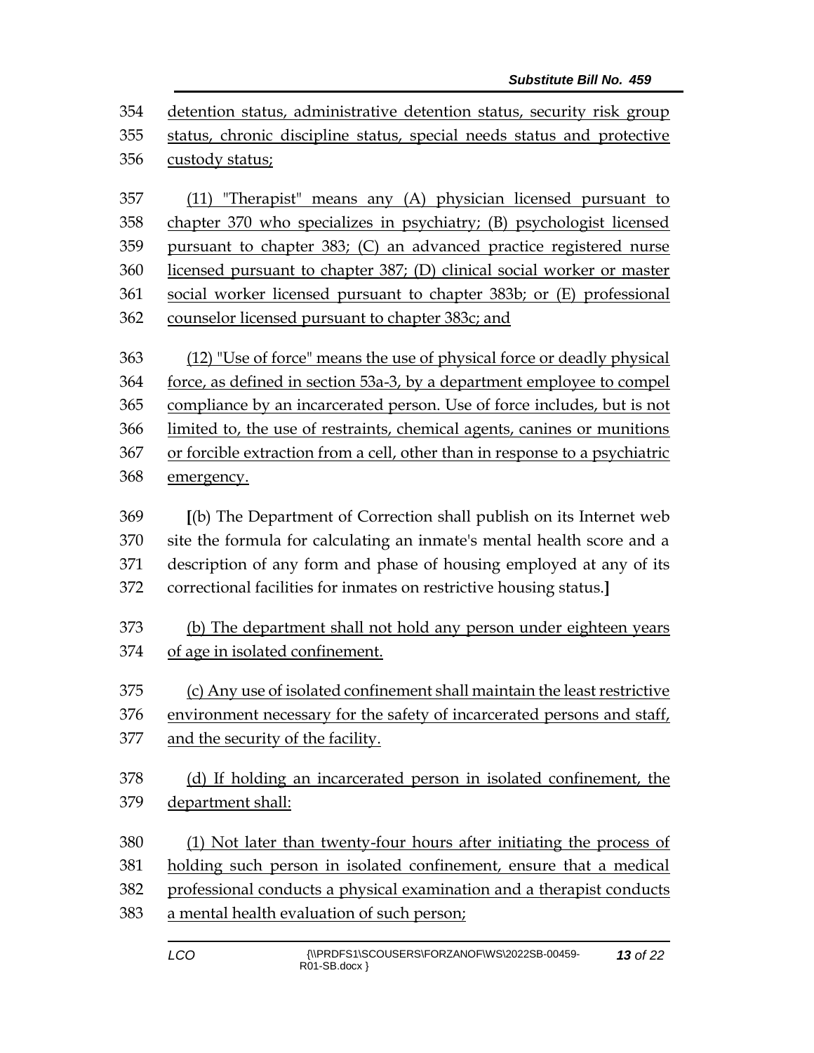detention status, administrative detention status, security risk group status, chronic discipline status, special needs status and protective custody status;

(11) "Therapist" means any (A) physician licensed pursuant to chapter 370 who specializes in psychiatry; (B) psychologist licensed pursuant to chapter 383; (C) an advanced practice registered nurse licensed pursuant to chapter 387; (D) clinical social worker or master social worker licensed pursuant to chapter 383b; or (E) professional counselor licensed pursuant to chapter 383c; and

(12) "Use of force" means the use of physical force or deadly physical force, as defined in section 53a-3, by a department employee to compel compliance by an incarcerated person. Use of force includes, but is not limited to, the use of restraints, chemical agents, canines or munitions or forcible extraction from a cell, other than in response to a psychiatric emergency.

**[**(b) The Department of Correction shall publish on its Internet web site the formula for calculating an inmate's mental health score and a description of any form and phase of housing employed at any of its correctional facilities for inmates on restrictive housing status.**]**

(b) The department shall not hold any person under eighteen years of age in isolated confinement.

(c) Any use of isolated confinement shall maintain the least restrictive environment necessary for the safety of incarcerated persons and staff, and the security of the facility.

(d) If holding an incarcerated person in isolated confinement, the department shall:

(1) Not later than twenty-four hours after initiating the process of holding such person in isolated confinement, ensure that a medical professional conducts a physical examination and a therapist conducts a mental health evaluation of such person;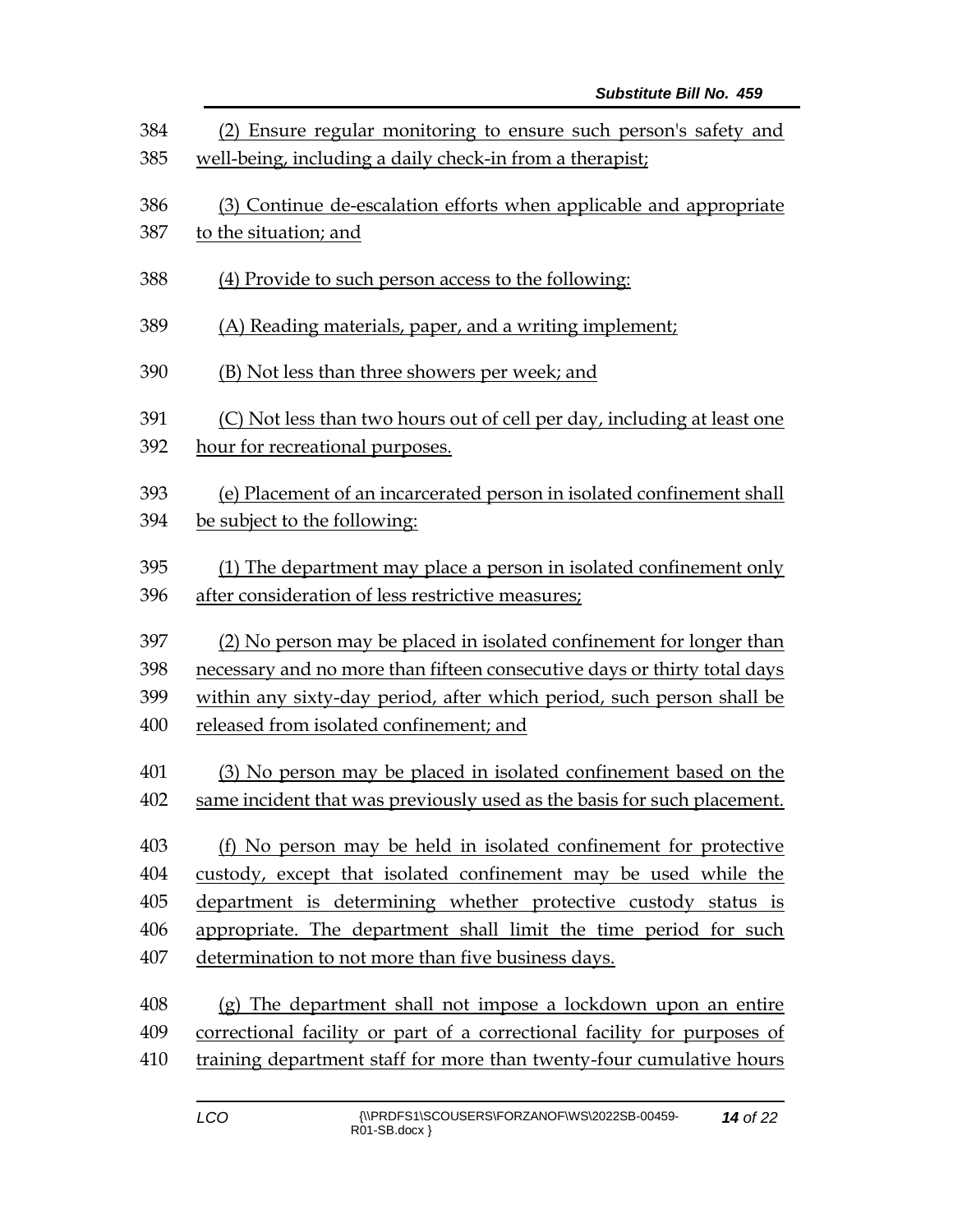384 (2) Ensure regular monitoring to ensure such person's safety and
385 well-being, including a daily check-in from a therapist;

386 (3) Continue de-escalation efforts when applicable and appropriate
387 to the situation; and

388 (4) Provide to such person access to the following:

389 (A) Reading materials, paper, and a writing implement;

390 (B) Not less than three showers per week; and

391 (C) Not less than two hours out of cell per day, including at least one
392 hour for recreational purposes.

393 (e) Placement of an incarcerated person in isolated confinement shall
394 be subject to the following:

395 (1) The department may place a person in isolated confinement only
396 after consideration of less restrictive measures;

397 (2) No person may be placed in isolated confinement for longer than
398 necessary and no more than fifteen consecutive days or thirty total days
399 within any sixty-day period, after which period, such person shall be
400 released from isolated confinement; and

401 (3) No person may be placed in isolated confinement based on the
402 same incident that was previously used as the basis for such placement.

403 (f) No person may be held in isolated confinement for protective
404 custody, except that isolated confinement may be used while the
405 department is determining whether protective custody status is
406 appropriate. The department shall limit the time period for such
407 determination to not more than five business days.

408 (g) The department shall not impose a lockdown upon an entire
409 correctional facility or part of a correctional facility for purposes of
410 training department staff for more than twenty-four cumulative hours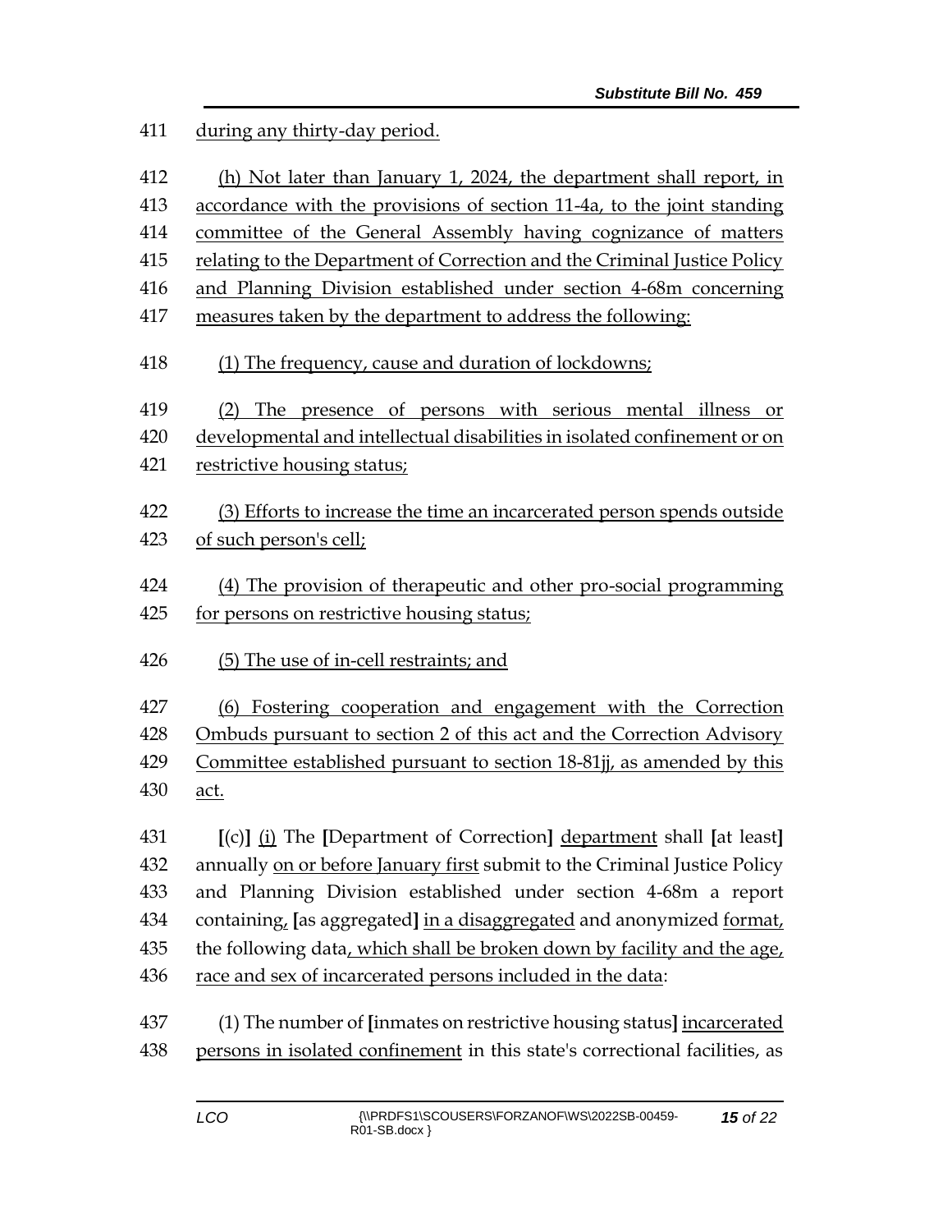411 during any thirty-day period.

412 (h) Not later than January 1, 2024, the department shall report, in
413 accordance with the provisions of section 11-4a, to the joint standing
414 committee of the General Assembly having cognizance of matters
415 relating to the Department of Correction and the Criminal Justice Policy
416 and Planning Division established under section 4-68m concerning
417 measures taken by the department to address the following:

418 (1) The frequency, cause and duration of lockdowns;

419 (2) The presence of persons with serious mental illness or
420 developmental and intellectual disabilities in isolated confinement or on
421 restrictive housing status;

422 (3) Efforts to increase the time an incarcerated person spends outside
423 of such person's cell;

424 (4) The provision of therapeutic and other pro-social programming
425 for persons on restrictive housing status;

426 (5) The use of in-cell restraints; and

427 (6) Fostering cooperation and engagement with the Correction
428 Ombuds pursuant to section 2 of this act and the Correction Advisory
429 Committee established pursuant to section 18-81jj, as amended by this
430 act.

431 [(c)] (i) The [Department of Correction] department shall [at least]
432 annually on or before January first submit to the Criminal Justice Policy
433 and Planning Division established under section 4-68m a report
434 containing, [as aggregated] in a disaggregated and anonymized format,
435 the following data, which shall be broken down by facility and the age,
436 race and sex of incarcerated persons included in the data:

437 (1) The number of [inmates on restrictive housing status] incarcerated
438 persons in isolated confinement in this state's correctional facilities, as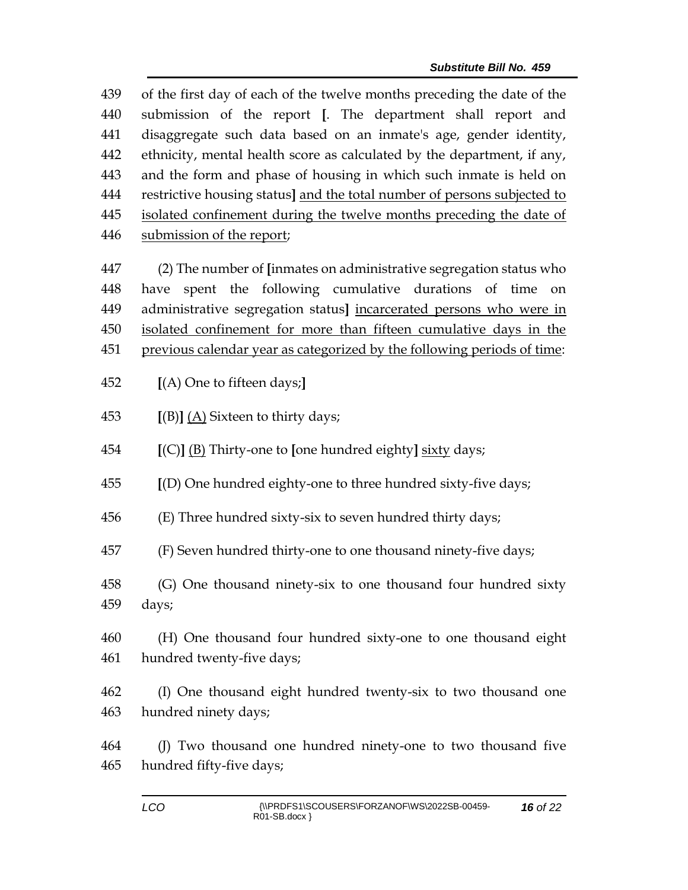of the first day of each of the twelve months preceding the date of the submission of the report [. The department shall report and disaggregate such data based on an inmate's age, gender identity, ethnicity, mental health score as calculated by the department, if any, and the form and phase of housing in which such inmate is held on restrictive housing status] <u>and the total number of persons subjected to isolated confinement during the twelve months preceding the date of submission of the report</u>;

(2) The number of [inmates on administrative segregation status who have spent the following cumulative durations of time on administrative segregation status] <u>incarcerated persons who were in isolated confinement for more than fifteen cumulative days in the previous calendar year as categorized by the following periods of time</u>:

[(A) One to fifteen days;]

[(B)] <u>(A)</u> Sixteen to thirty days;

[(C)] <u>(B)</u> Thirty-one to [one hundred eighty] <u>sixty</u> days;

[(D) One hundred eighty-one to three hundred sixty-five days;

(E) Three hundred sixty-six to seven hundred thirty days;

(F) Seven hundred thirty-one to one thousand ninety-five days;

(G) One thousand ninety-six to one thousand four hundred sixty days;

(H) One thousand four hundred sixty-one to one thousand eight hundred twenty-five days;

(I) One thousand eight hundred twenty-six to two thousand one hundred ninety days;

(J) Two thousand one hundred ninety-one to two thousand five hundred fifty-five days;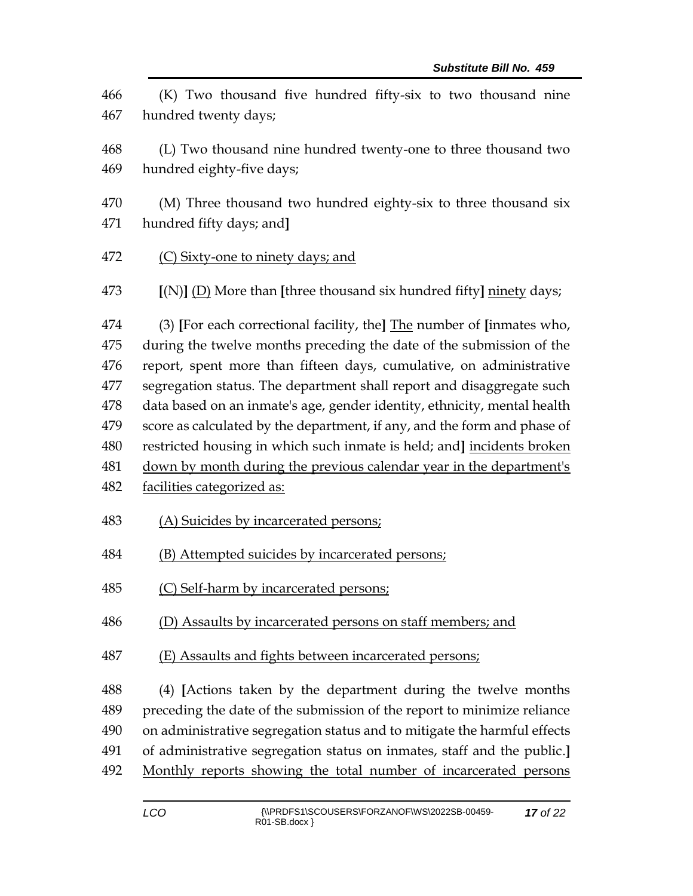(K) Two thousand five hundred fifty-six to two thousand nine hundred twenty days;

(L) Two thousand nine hundred twenty-one to three thousand two hundred eighty-five days;

(M) Three thousand two hundred eighty-six to three thousand six hundred fifty days; and]

<u>(C) Sixty-one to ninety days; and</u>

**[**(N)**]** <u>(D)</u> More than **[**three thousand six hundred fifty**]** <u>ninety</u> days;

(3) **[**For each correctional facility, the**]** <u>The</u> number of **[**inmates who, during the twelve months preceding the date of the submission of the report, spent more than fifteen days, cumulative, on administrative segregation status. The department shall report and disaggregate such data based on an inmate's age, gender identity, ethnicity, mental health score as calculated by the department, if any, and the form and phase of restricted housing in which such inmate is held; and**]** <u>incidents broken down by month during the previous calendar year in the department's facilities categorized as:</u>

<u>(A) Suicides by incarcerated persons;</u>

<u>(B) Attempted suicides by incarcerated persons;</u>

<u>(C) Self-harm by incarcerated persons;</u>

<u>(D) Assaults by incarcerated persons on staff members; and</u>

<u>(E) Assaults and fights between incarcerated persons;</u>

(4) **[**Actions taken by the department during the twelve months preceding the date of the submission of the report to minimize reliance on administrative segregation status and to mitigate the harmful effects of administrative segregation status on inmates, staff and the public.**]** <u>Monthly reports showing the total number of incarcerated persons</u>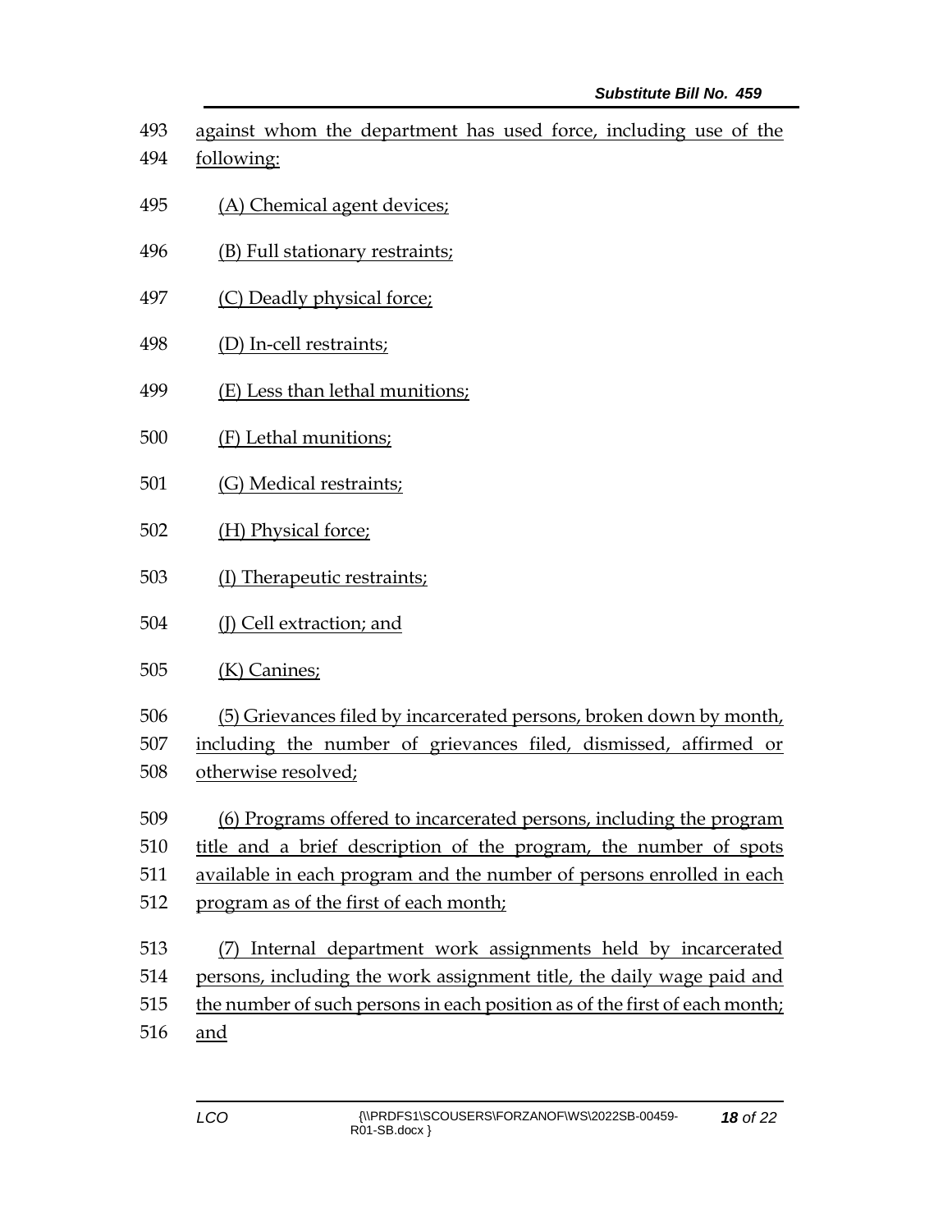against whom the department has used force, including use of the following:

(A) Chemical agent devices;

(B) Full stationary restraints;

(C) Deadly physical force;

(D) In-cell restraints;

(E) Less than lethal munitions;

(F) Lethal munitions;

(G) Medical restraints;

(H) Physical force;

(I) Therapeutic restraints;

(J) Cell extraction; and

(K) Canines;

(5) Grievances filed by incarcerated persons, broken down by month, including the number of grievances filed, dismissed, affirmed or otherwise resolved;

(6) Programs offered to incarcerated persons, including the program title and a brief description of the program, the number of spots available in each program and the number of persons enrolled in each program as of the first of each month;

(7) Internal department work assignments held by incarcerated persons, including the work assignment title, the daily wage paid and the number of such persons in each position as of the first of each month; and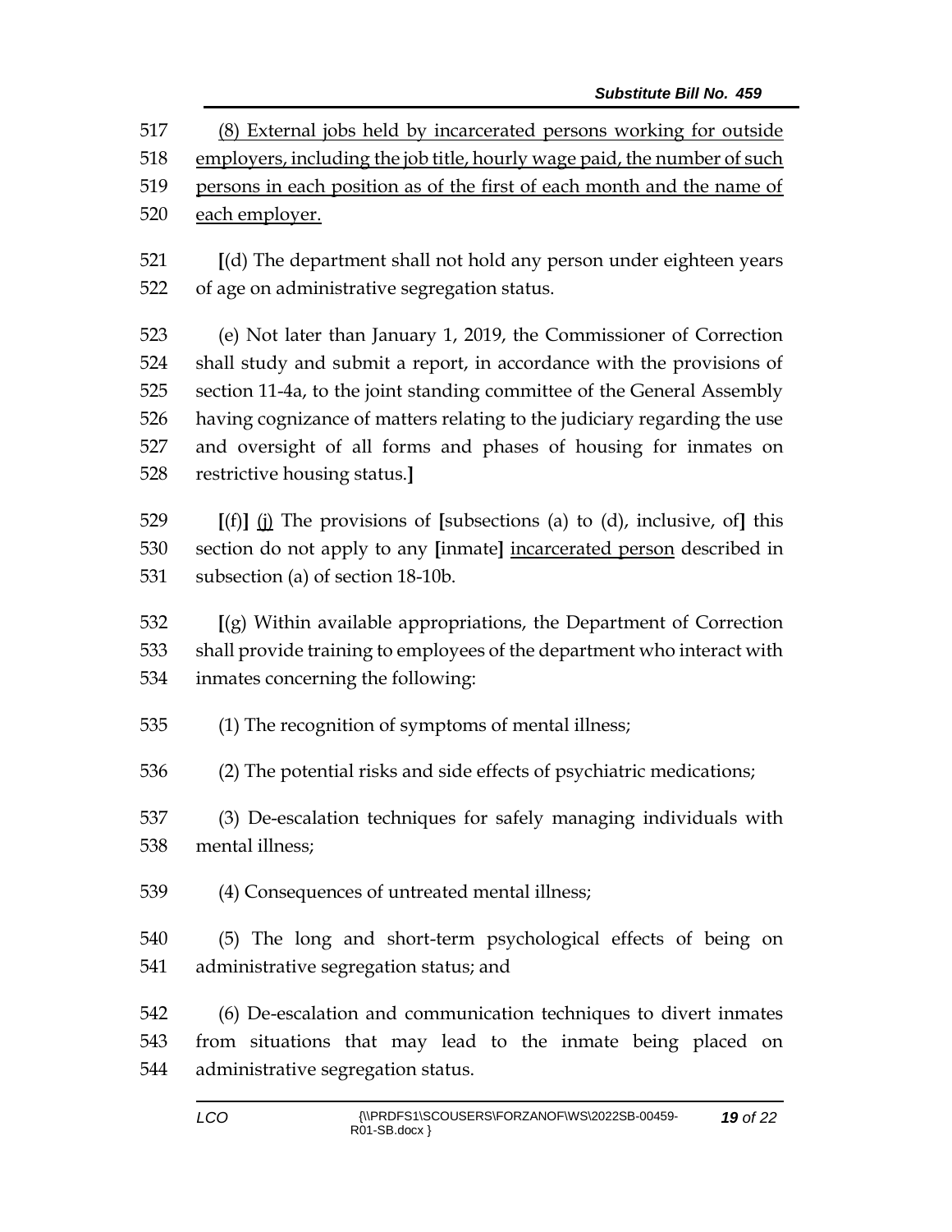517 (8) External jobs held by incarcerated persons working for outside
518 employers, including the job title, hourly wage paid, the number of such
519 persons in each position as of the first of each month and the name of
520 each employer.

521 **[**(d) The department shall not hold any person under eighteen years
522 of age on administrative segregation status.

523 (e) Not later than January 1, 2019, the Commissioner of Correction
524 shall study and submit a report, in accordance with the provisions of
525 section 11-4a, to the joint standing committee of the General Assembly
526 having cognizance of matters relating to the judiciary regarding the use
527 and oversight of all forms and phases of housing for inmates on
528 restrictive housing status.**]**

529 **[**(f)**]** (j) The provisions of **[**subsections (a) to (d), inclusive, of**]** this
530 section do not apply to any **[**inmate**]** incarcerated person described in
531 subsection (a) of section 18-10b.

532 **[**(g) Within available appropriations, the Department of Correction
533 shall provide training to employees of the department who interact with
534 inmates concerning the following:

535 (1) The recognition of symptoms of mental illness;

536 (2) The potential risks and side effects of psychiatric medications;

537 (3) De-escalation techniques for safely managing individuals with
538 mental illness;

539 (4) Consequences of untreated mental illness;

540 (5) The long and short-term psychological effects of being on
541 administrative segregation status; and

542 (6) De-escalation and communication techniques to divert inmates
543 from situations that may lead to the inmate being placed on
544 administrative segregation status.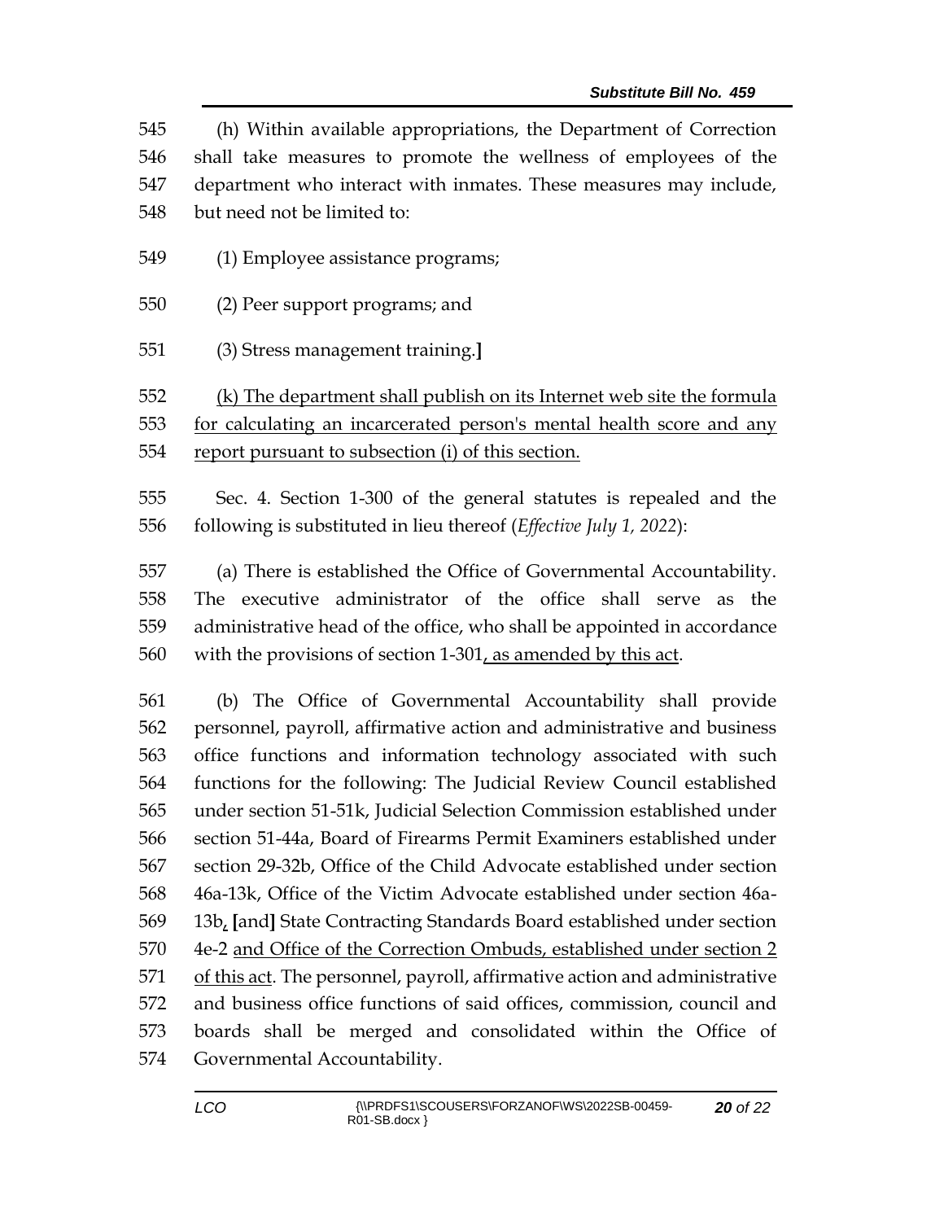545 (h) Within available appropriations, the Department of Correction
546 shall take measures to promote the wellness of employees of the
547 department who interact with inmates. These measures may include,
548 but need not be limited to:

549 (1) Employee assistance programs;

550 (2) Peer support programs; and

551 (3) Stress management training.]

552 <u>(k) The department shall publish on its Internet web site the formula</u>
553 <u>for calculating an incarcerated person's mental health score and any</u>
554 <u>report pursuant to subsection (i) of this section.</u>

555 Sec. 4. Section 1-300 of the general statutes is repealed and the
556 following is substituted in lieu thereof (*Effective July 1, 2022*):

557 (a) There is established the Office of Governmental Accountability.
558 The executive administrator of the office shall serve as the
559 administrative head of the office, who shall be appointed in accordance
560 with the provisions of section 1-301<u>, as amended by this act</u>.

561 (b) The Office of Governmental Accountability shall provide
562 personnel, payroll, affirmative action and administrative and business
563 office functions and information technology associated with such
564 functions for the following: The Judicial Review Council established
565 under section 51-51k, Judicial Selection Commission established under
566 section 51-44a, Board of Firearms Permit Examiners established under
567 section 29-32b, Office of the Child Advocate established under section
568 46a-13k, Office of the Victim Advocate established under section 46a-
569 13b<u>,</u> **[**and**]** State Contracting Standards Board established under section
570 4e-2 <u>and Office of the Correction Ombuds, established under section 2</u>
571 <u>of this act</u>. The personnel, payroll, affirmative action and administrative
572 and business office functions of said offices, commission, council and
573 boards shall be merged and consolidated within the Office of
574 Governmental Accountability.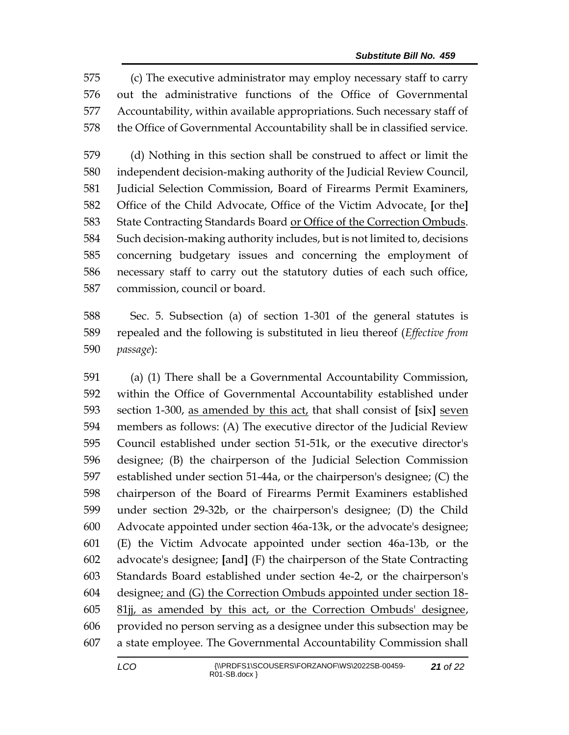(c) The executive administrator may employ necessary staff to carry out the administrative functions of the Office of Governmental Accountability, within available appropriations. Such necessary staff of the Office of Governmental Accountability shall be in classified service.

(d) Nothing in this section shall be construed to affect or limit the independent decision-making authority of the Judicial Review Council, Judicial Selection Commission, Board of Firearms Permit Examiners, Office of the Child Advocate, Office of the Victim Advocate, [or the] State Contracting Standards Board or Office of the Correction Ombuds. Such decision-making authority includes, but is not limited to, decisions concerning budgetary issues and concerning the employment of necessary staff to carry out the statutory duties of each such office, commission, council or board.

Sec. 5. Subsection (a) of section 1-301 of the general statutes is repealed and the following is substituted in lieu thereof (*Effective from passage*):

(a) (1) There shall be a Governmental Accountability Commission, within the Office of Governmental Accountability established under section 1-300, as amended by this act, that shall consist of [six] seven members as follows: (A) The executive director of the Judicial Review Council established under section 51-51k, or the executive director's designee; (B) the chairperson of the Judicial Selection Commission established under section 51-44a, or the chairperson's designee; (C) the chairperson of the Board of Firearms Permit Examiners established under section 29-32b, or the chairperson's designee; (D) the Child Advocate appointed under section 46a-13k, or the advocate's designee; (E) the Victim Advocate appointed under section 46a-13b, or the advocate's designee; [and] (F) the chairperson of the State Contracting Standards Board established under section 4e-2, or the chairperson's designee; and (G) the Correction Ombuds appointed under section 18-81jj, as amended by this act, or the Correction Ombuds' designee, provided no person serving as a designee under this subsection may be a state employee. The Governmental Accountability Commission shall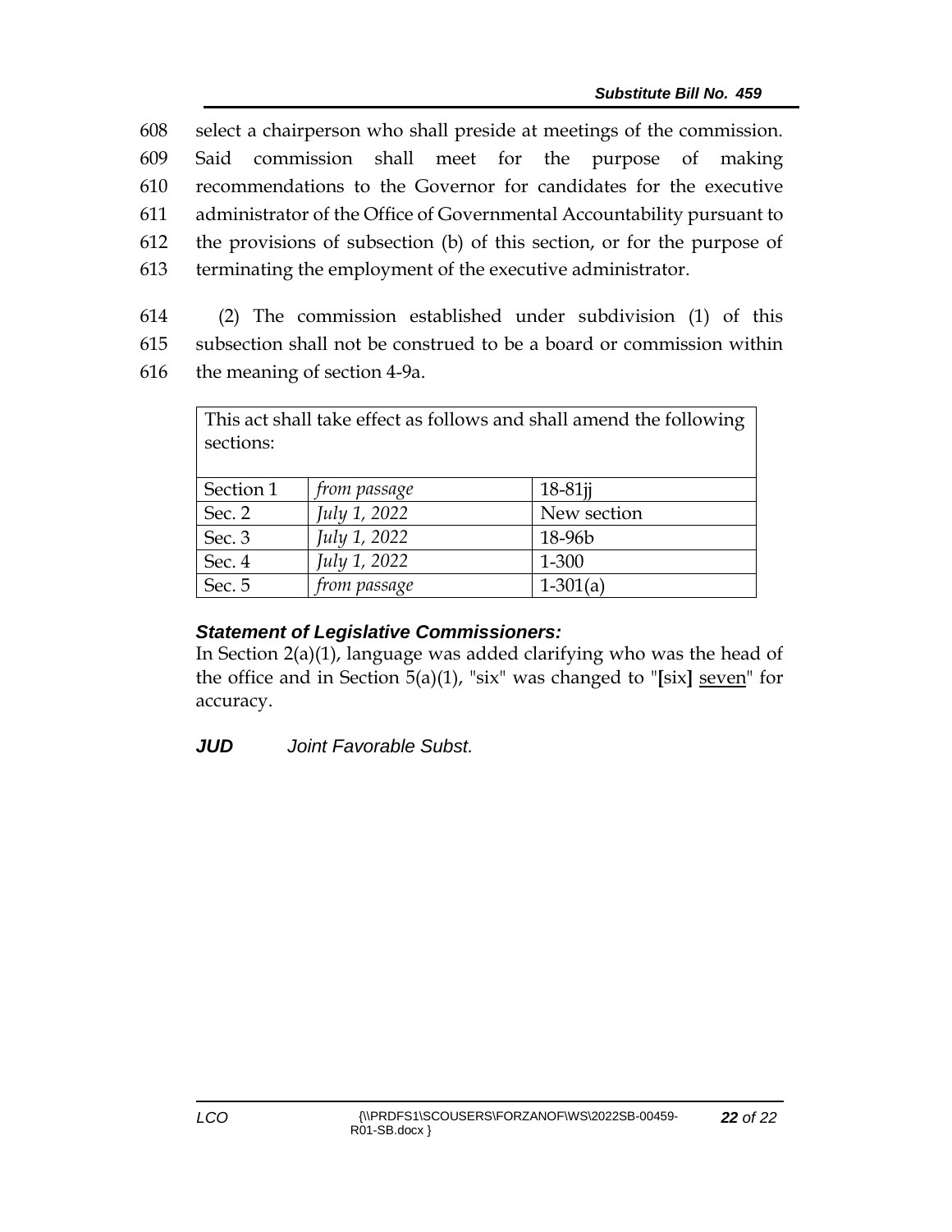608 select a chairperson who shall preside at meetings of the commission.
609 Said commission shall meet for the purpose of making
610 recommendations to the Governor for candidates for the executive
611 administrator of the Office of Governmental Accountability pursuant to
612 the provisions of subsection (b) of this section, or for the purpose of
613 terminating the employment of the executive administrator.

614 (2) The commission established under subdivision (1) of this
615 subsection shall not be construed to be a board or commission within
616 the meaning of section 4-9a.

| This act shall take effect as follows and shall amend the following sections: | | |
|---|---|---|
| Section 1 | *from passage* | 18-81jj |
| Sec. 2 | *July 1, 2022* | New section |
| Sec. 3 | *July 1, 2022* | 18-96b |
| Sec. 4 | *July 1, 2022* | 1-300 |
| Sec. 5 | *from passage* | 1-301(a) |

***Statement of Legislative Commissioners:***

In Section 2(a)(1), language was added clarifying who was the head of the office and in Section 5(a)(1), "six" was changed to "**[**six**]** <u>seven</u>" for accuracy.

***JUD*** *Joint Favorable Subst.*